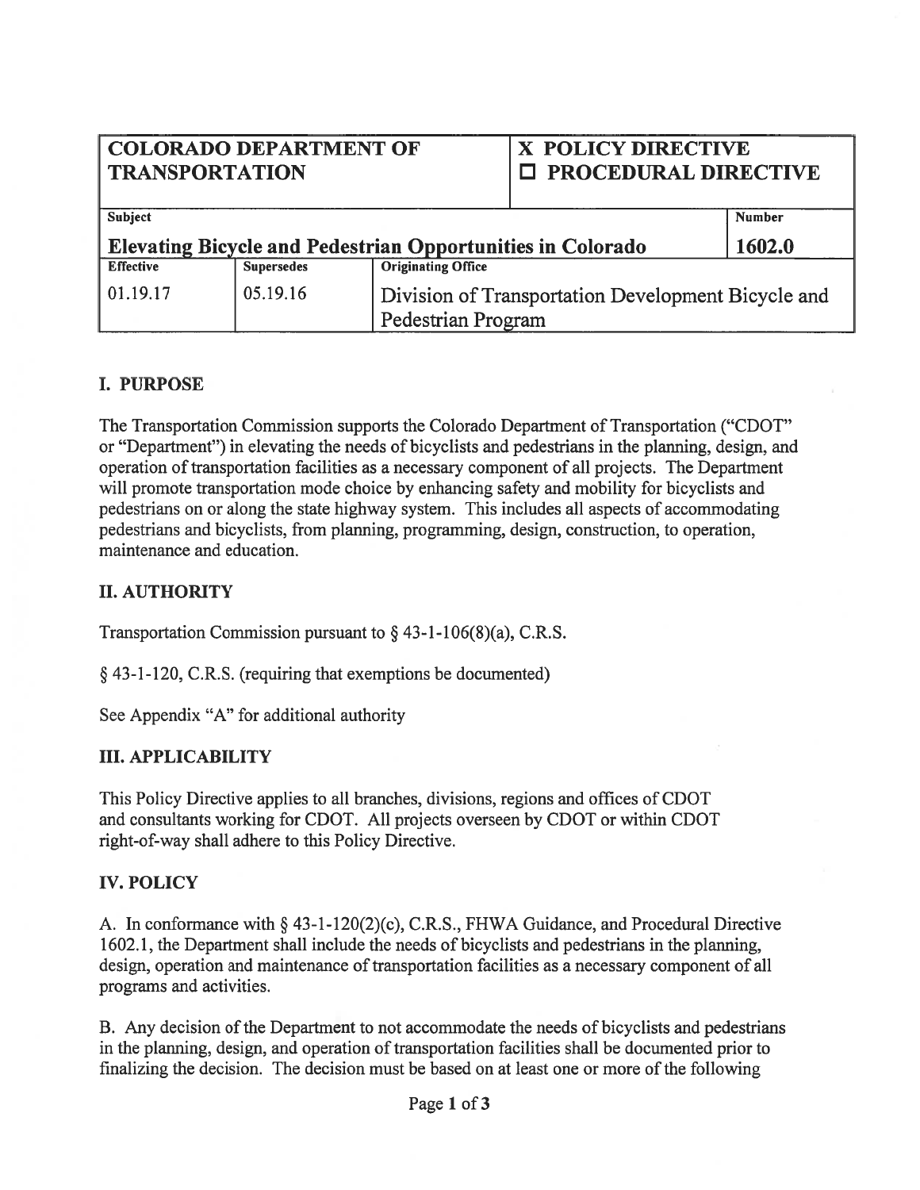| COLORADO DEPARTMENT OF TRANSPORTATION | | X POLICY DIRECTIVE ☐ PROCEDURAL DIRECTIVE | |
|---|---|---|---|
| **Subject** | | | **Number** |
| **Elevating Bicycle and Pedestrian Opportunities in Colorado** | | | **1602.0** |
| **Effective** | **Supersedes** | **Originating Office** | |
| 01.19.17 | 05.19.16 | Division of Transportation Development Bicycle and Pedestrian Program | |

## I. PURPOSE

The Transportation Commission supports the Colorado Department of Transportation ("CDOT" or "Department") in elevating the needs of bicyclists and pedestrians in the planning, design, and operation of transportation facilities as a necessary component of all projects. The Department will promote transportation mode choice by enhancing safety and mobility for bicyclists and pedestrians on or along the state highway system. This includes all aspects of accommodating pedestrians and bicyclists, from planning, programming, design, construction, to operation, maintenance and education.

## II. AUTHORITY

Transportation Commission pursuant to § 43-1-106(8)(a), C.R.S.

§ 43-1-120, C.R.S. (requiring that exemptions be documented)

See Appendix "A" for additional authority

## III. APPLICABILITY

This Policy Directive applies to all branches, divisions, regions and offices of CDOT and consultants working for CDOT. All projects overseen by CDOT or within CDOT right-of-way shall adhere to this Policy Directive.

## IV. POLICY

A. In conformance with § 43-1-120(2)(c), C.R.S., FHWA Guidance, and Procedural Directive 1602.1, the Department shall include the needs of bicyclists and pedestrians in the planning, design, operation and maintenance of transportation facilities as a necessary component of all programs and activities.

B. Any decision of the Department to not accommodate the needs of bicyclists and pedestrians in the planning, design, and operation of transportation facilities shall be documented prior to finalizing the decision. The decision must be based on at least one or more of the following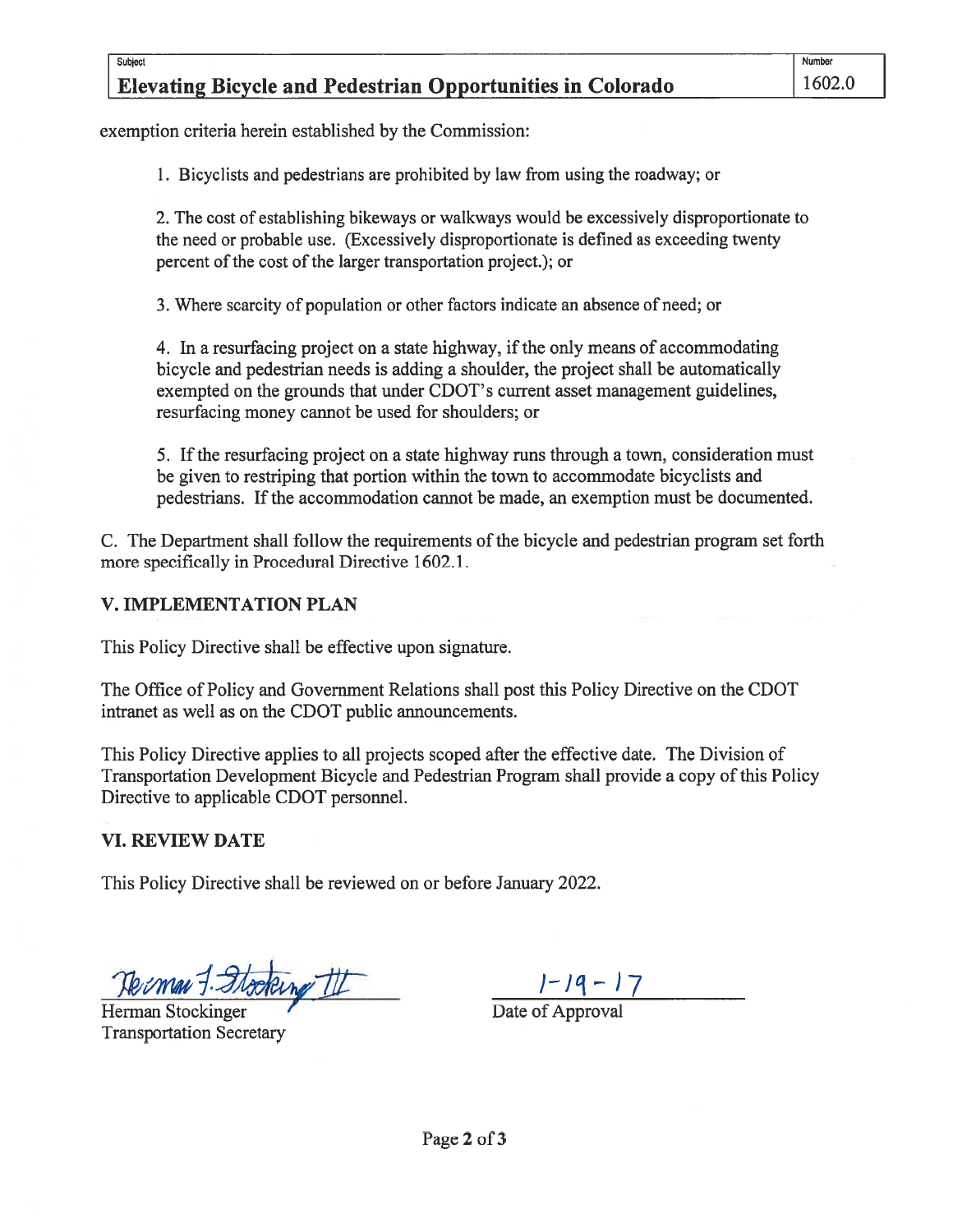exemption criteria herein established by the Commission:

1. Bicyclists and pedestrians are prohibited by law from using the roadway; or

2. The cost of establishing bikeways or walkways would be excessively disproportionate to the need or probable use. (Excessively disproportionate is defined as exceeding twenty percent of the cost of the larger transportation project.); or

3. Where scarcity of population or other factors indicate an absence of need; or

4. In a resurfacing project on a state highway, if the only means of accommodating bicycle and pedestrian needs is adding a shoulder, the project shall be automatically exempted on the grounds that under CDOT's current asset management guidelines, resurfacing money cannot be used for shoulders; or

5. If the resurfacing project on a state highway runs through a town, consideration must be given to restriping that portion within the town to accommodate bicyclists and pedestrians. If the accommodation cannot be made, an exemption must be documented.

C. The Department shall follow the requirements of the bicycle and pedestrian program set forth more specifically in Procedural Directive 1602.1.

## V. IMPLEMENTATION PLAN

This Policy Directive shall be effective upon signature.

The Office of Policy and Government Relations shall post this Policy Directive on the CDOT intranet as well as on the CDOT public announcements.

This Policy Directive applies to all projects scoped after the effective date. The Division of Transportation Development Bicycle and Pedestrian Program shall provide a copy of this Policy Directive to applicable CDOT personnel.

## VI. REVIEW DATE

This Policy Directive shall be reviewed on or before January 2022.

Herman Stockinger
Transportation Secretary

1-19-17
Date of Approval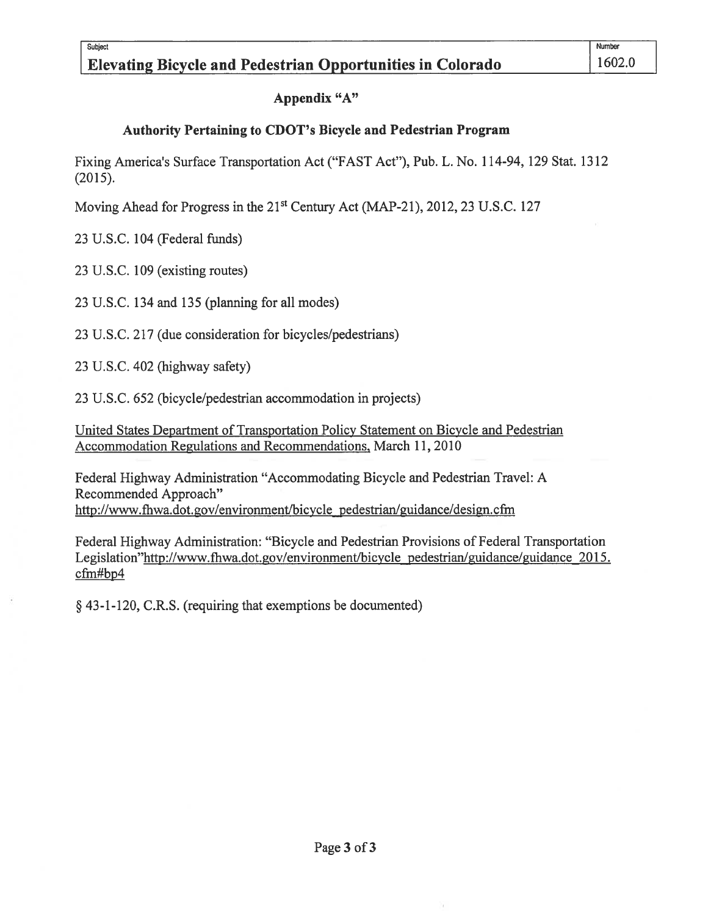## Appendix "A"

### Authority Pertaining to CDOT's Bicycle and Pedestrian Program

Fixing America's Surface Transportation Act ("FAST Act"), Pub. L. No. 114-94, 129 Stat. 1312 (2015).

Moving Ahead for Progress in the 21st Century Act (MAP-21), 2012, 23 U.S.C. 127

23 U.S.C. 104 (Federal funds)

23 U.S.C. 109 (existing routes)

23 U.S.C. 134 and 135 (planning for all modes)

23 U.S.C. 217 (due consideration for bicycles/pedestrians)

23 U.S.C. 402 (highway safety)

23 U.S.C. 652 (bicycle/pedestrian accommodation in projects)

United States Department of Transportation Policy Statement on Bicycle and Pedestrian Accommodation Regulations and Recommendations, March 11, 2010

Federal Highway Administration "Accommodating Bicycle and Pedestrian Travel: A Recommended Approach" http://www.fhwa.dot.gov/environment/bicycle_pedestrian/guidance/design.cfm

Federal Highway Administration: "Bicycle and Pedestrian Provisions of Federal Transportation Legislation"http://www.fhwa.dot.gov/environment/bicycle_pedestrian/guidance/guidance_2015.cfm#bp4

§ 43-1-120, C.R.S. (requiring that exemptions be documented)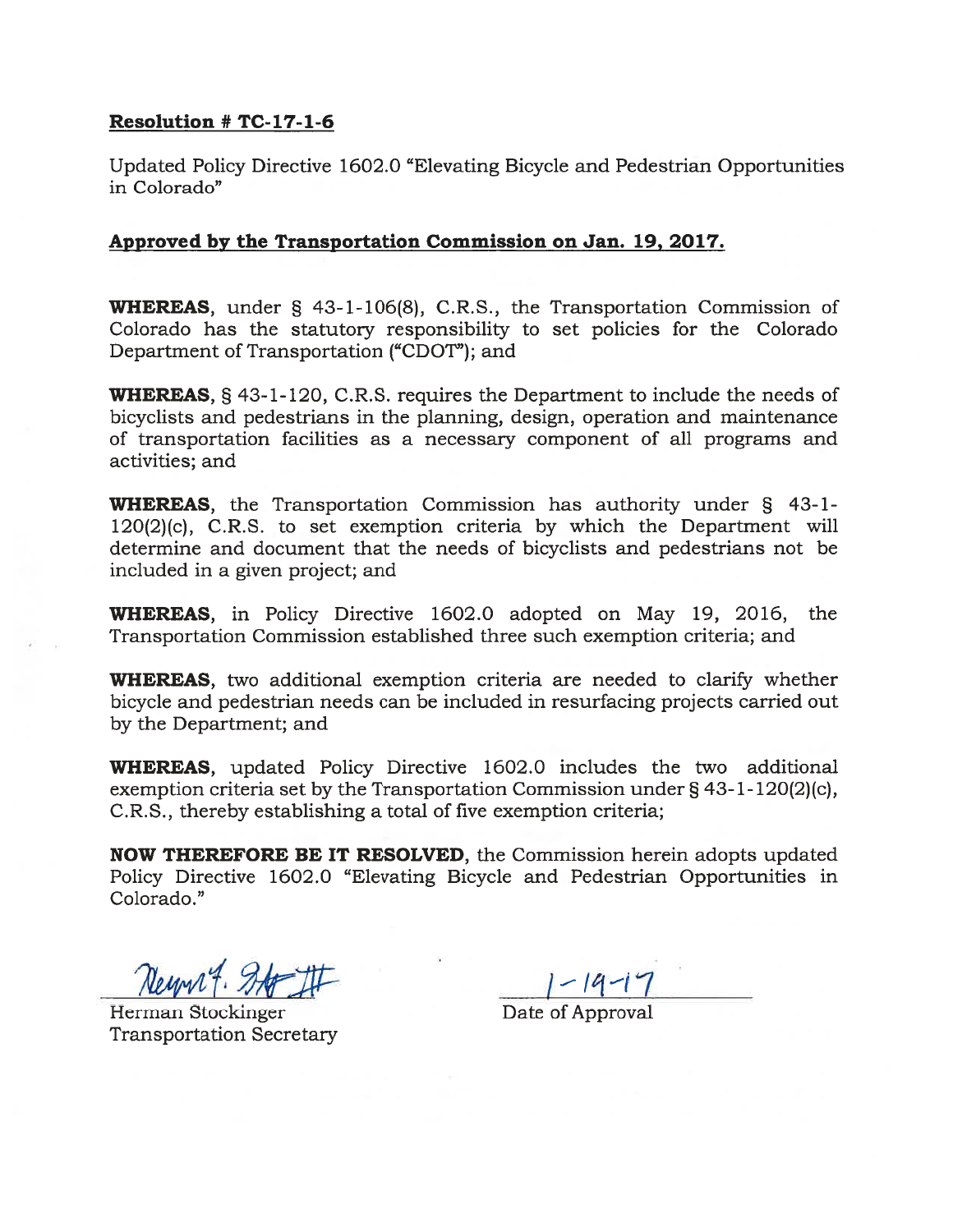**Resolution # TC-17-1-6**

Updated Policy Directive 1602.0 "Elevating Bicycle and Pedestrian Opportunities in Colorado"

**Approved by the Transportation Commission on Jan. 19, 2017.**

**WHEREAS**, under § 43-1-106(8), C.R.S., the Transportation Commission of Colorado has the statutory responsibility to set policies for the Colorado Department of Transportation ("CDOT"); and

**WHEREAS**, § 43-1-120, C.R.S. requires the Department to include the needs of bicyclists and pedestrians in the planning, design, operation and maintenance of transportation facilities as a necessary component of all programs and activities; and

**WHEREAS**, the Transportation Commission has authority under § 43-1-120(2)(c), C.R.S. to set exemption criteria by which the Department will determine and document that the needs of bicyclists and pedestrians not be included in a given project; and

**WHEREAS**, in Policy Directive 1602.0 adopted on May 19, 2016, the Transportation Commission established three such exemption criteria; and

**WHEREAS**, two additional exemption criteria are needed to clarify whether bicycle and pedestrian needs can be included in resurfacing projects carried out by the Department; and

**WHEREAS**, updated Policy Directive 1602.0 includes the two additional exemption criteria set by the Transportation Commission under § 43-1-120(2)(c), C.R.S., thereby establishing a total of five exemption criteria;

**NOW THEREFORE BE IT RESOLVED**, the Commission herein adopts updated Policy Directive 1602.0 "Elevating Bicycle and Pedestrian Opportunities in Colorado."

Herman Stockinger
Transportation Secretary

1-19-17
Date of Approval